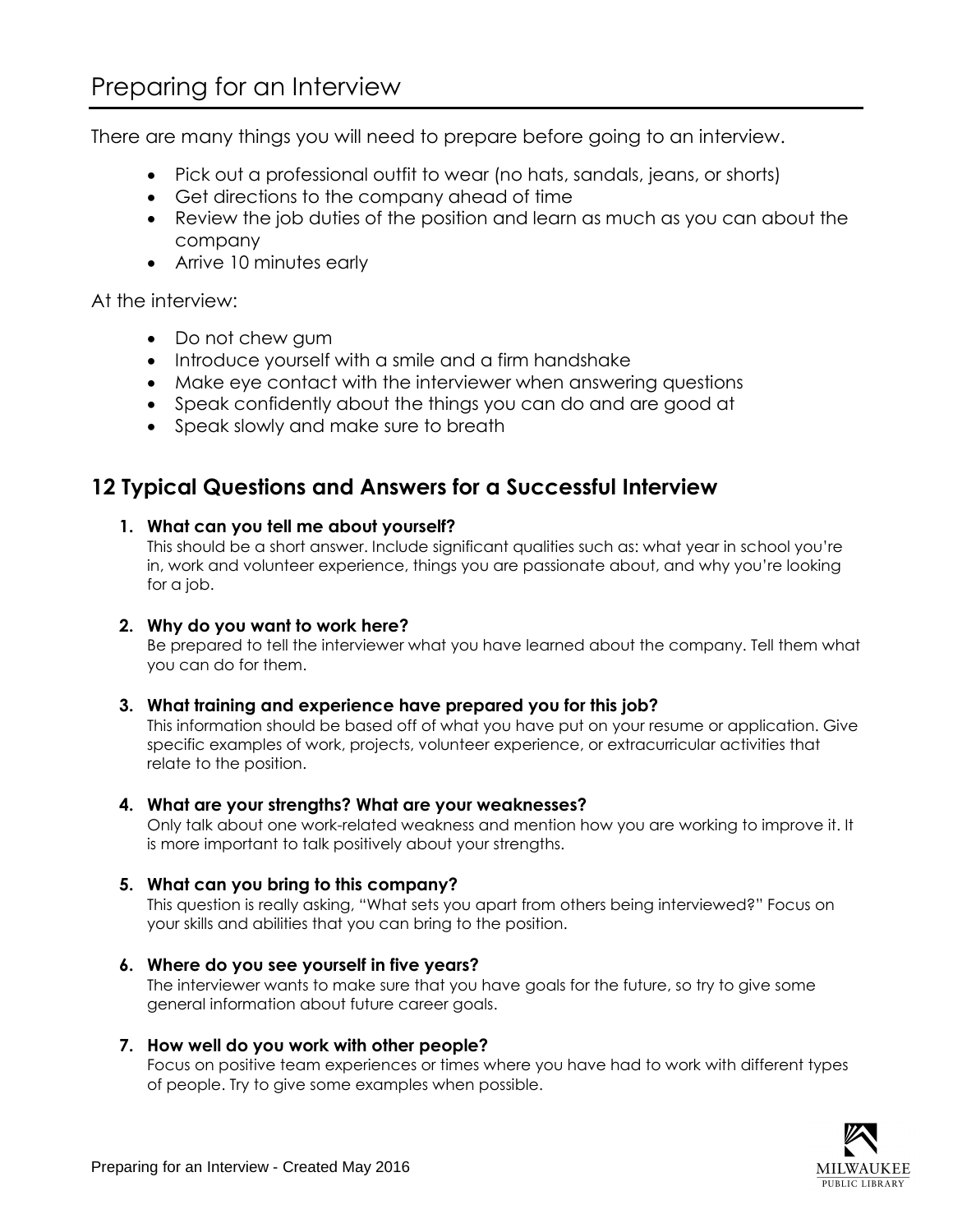# Preparing for an Interview

There are many things you will need to prepare before going to an interview.

- Pick out a professional outfit to wear (no hats, sandals, jeans, or shorts)
- Get directions to the company ahead of time
- Review the job duties of the position and learn as much as you can about the company
- Arrive 10 minutes early

At the interview:

- Do not chew gum
- Introduce yourself with a smile and a firm handshake
- Make eye contact with the interviewer when answering questions
- Speak confidently about the things you can do and are good at
- Speak slowly and make sure to breath

## 12 Typical Questions and Answers for a Successful Interview

1. **What can you tell me about yourself?**
   This should be a short answer. Include significant qualities such as: what year in school you're in, work and volunteer experience, things you are passionate about, and why you're looking for a job.

2. **Why do you want to work here?**
   Be prepared to tell the interviewer what you have learned about the company. Tell them what you can do for them.

3. **What training and experience have prepared you for this job?**
   This information should be based off of what you have put on your resume or application. Give specific examples of work, projects, volunteer experience, or extracurricular activities that relate to the position.

4. **What are your strengths? What are your weaknesses?**
   Only talk about one work-related weakness and mention how you are working to improve it. It is more important to talk positively about your strengths.

5. **What can you bring to this company?**
   This question is really asking, "What sets you apart from others being interviewed?" Focus on your skills and abilities that you can bring to the position.

6. **Where do you see yourself in five years?**
   The interviewer wants to make sure that you have goals for the future, so try to give some general information about future career goals.

7. **How well do you work with other people?**
   Focus on positive team experiences or times where you have had to work with different types of people. Try to give some examples when possible.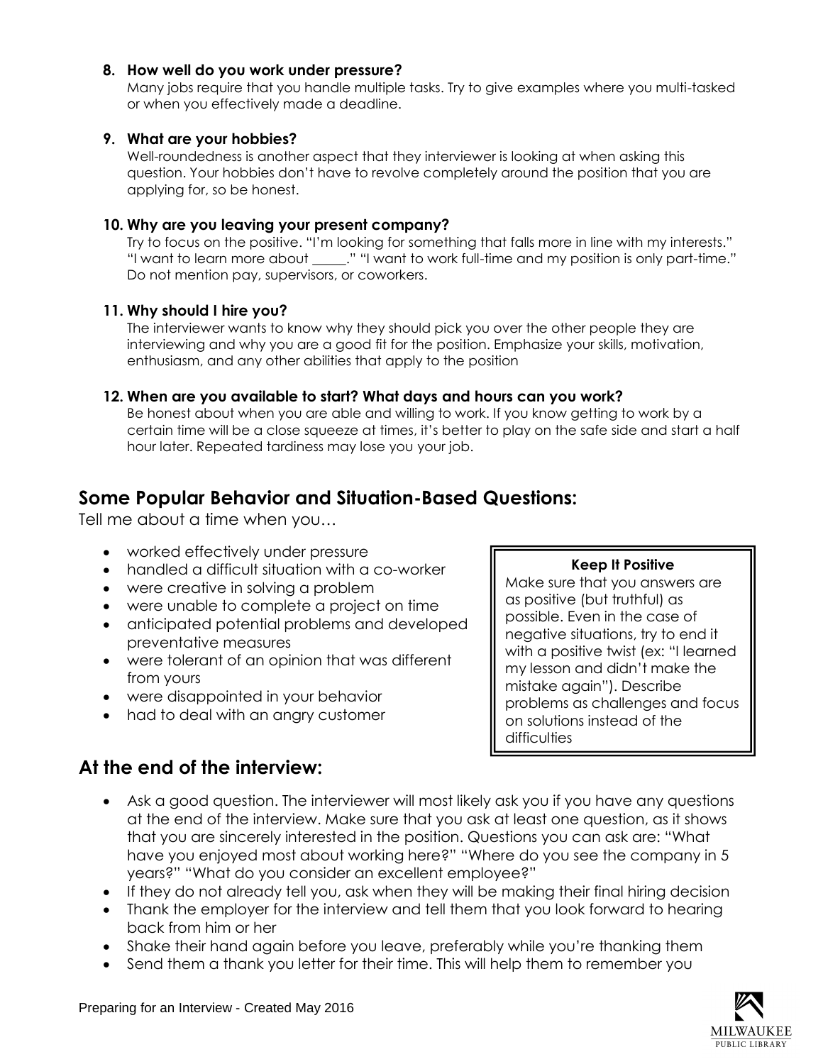**8. How well do you work under pressure?**

Many jobs require that you handle multiple tasks. Try to give examples where you multi-tasked or when you effectively made a deadline.

**9. What are your hobbies?**

Well-roundedness is another aspect that they interviewer is looking at when asking this question. Your hobbies don't have to revolve completely around the position that you are applying for, so be honest.

**10. Why are you leaving your present company?**

Try to focus on the positive. "I'm looking for something that falls more in line with my interests." "I want to learn more about _____." "I want to work full-time and my position is only part-time." Do not mention pay, supervisors, or coworkers.

**11. Why should I hire you?**

The interviewer wants to know why they should pick you over the other people they are interviewing and why you are a good fit for the position. Emphasize your skills, motivation, enthusiasm, and any other abilities that apply to the position

**12. When are you available to start? What days and hours can you work?**

Be honest about when you are able and willing to work. If you know getting to work by a certain time will be a close squeeze at times, it's better to play on the safe side and start a half hour later. Repeated tardiness may lose you your job.

## Some Popular Behavior and Situation-Based Questions:

Tell me about a time when you…

- worked effectively under pressure
- handled a difficult situation with a co-worker
- were creative in solving a problem
- were unable to complete a project on time
- anticipated potential problems and developed preventative measures
- were tolerant of an opinion that was different from yours
- were disappointed in your behavior
- had to deal with an angry customer

**Keep It Positive**

Make sure that you answers are as positive (but truthful) as possible. Even in the case of negative situations, try to end it with a positive twist (ex: "I learned my lesson and didn't make the mistake again"). Describe problems as challenges and focus on solutions instead of the difficulties

## At the end of the interview:

- Ask a good question. The interviewer will most likely ask you if you have any questions at the end of the interview. Make sure that you ask at least one question, as it shows that you are sincerely interested in the position. Questions you can ask are: "What have you enjoyed most about working here?" "Where do you see the company in 5 years?" "What do you consider an excellent employee?"
- If they do not already tell you, ask when they will be making their final hiring decision
- Thank the employer for the interview and tell them that you look forward to hearing back from him or her
- Shake their hand again before you leave, preferably while you're thanking them
- Send them a thank you letter for their time. This will help them to remember you